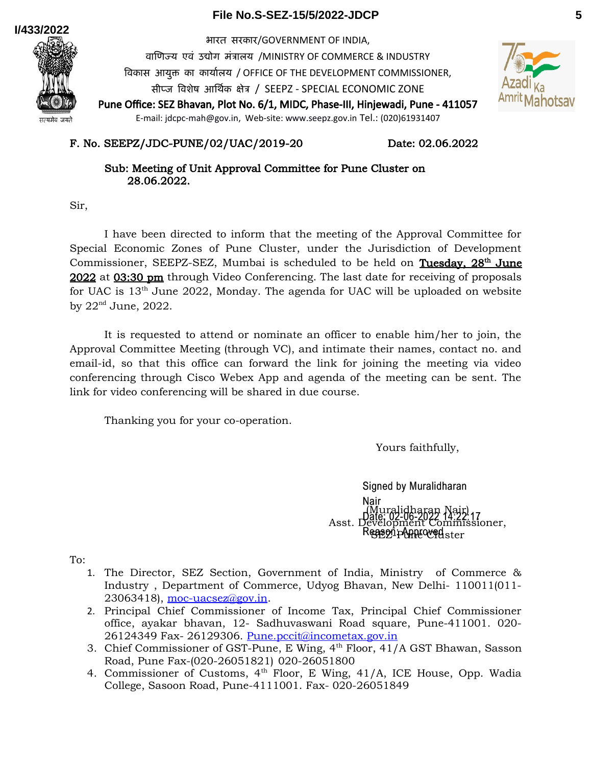I/433/2022

भारत सरकार/GOVERNMENT OF INDIA,
वाणिज्य एवं उद्योग मंत्रालय /MINISTRY OF COMMERCE & INDUSTRY
विकास आयुक्त का कार्यालय / OFFICE OF THE DEVELOPMENT COMMISSIONER,
सीप्ज विशेष आर्थिक क्षेत्र / SEEPZ - SPECIAL ECONOMIC ZONE
**Pune Office: SEZ Bhavan, Plot No. 6/1, MIDC, Phase-III, Hinjewadi, Pune - 411057**
E-mail: jdcpc-mah@gov.in, Web-site: www.seepz.gov.in Tel.: (020)61931407

F. No. SEEPZ/JDC-PUNE/02/UAC/2019-20 Date: 02.06.2022

Sub: Meeting of Unit Approval Committee for Pune Cluster on 28.06.2022.

Sir,

I have been directed to inform that the meeting of the Approval Committee for Special Economic Zones of Pune Cluster, under the Jurisdiction of Development Commissioner, SEEPZ-SEZ, Mumbai is scheduled to be held on **Tuesday, 28th June 2022** at **03:30 pm** through Video Conferencing. The last date for receiving of proposals for UAC is 13th June 2022, Monday. The agenda for UAC will be uploaded on website by 22nd June, 2022.

It is requested to attend or nominate an officer to enable him/her to join, the Approval Committee Meeting (through VC), and intimate their names, contact no. and email-id, so that this office can forward the link for joining the meeting via video conferencing through Cisco Webex App and agenda of the meeting can be sent. The link for video conferencing will be shared in due course.

Thanking you for your co-operation.

Yours faithfully,

Signed by Muralidharan Nair
Date: 02-06-2022 14:22:17
Reason: Approved

(Muralidharan Nair)
Asst. Development Commissioner,
SEZ-Pune Cluster

To:

1. The Director, SEZ Section, Government of India, Ministry of Commerce & Industry , Department of Commerce, Udyog Bhavan, New Delhi- 110011(011-23063418), moc-uacsez@gov.in.
2. Principal Chief Commissioner of Income Tax, Principal Chief Commissioner office, ayakar bhavan, 12- Sadhuvaswani Road square, Pune-411001. 020-26124349 Fax- 26129306. Pune.pccit@incometax.gov.in
3. Chief Commissioner of GST-Pune, E Wing, 4th Floor, 41/A GST Bhawan, Sasson Road, Pune Fax-(020-26051821) 020-26051800
4. Commissioner of Customs, 4th Floor, E Wing, 41/A, ICE House, Opp. Wadia College, Sasoon Road, Pune-4111001. Fax- 020-26051849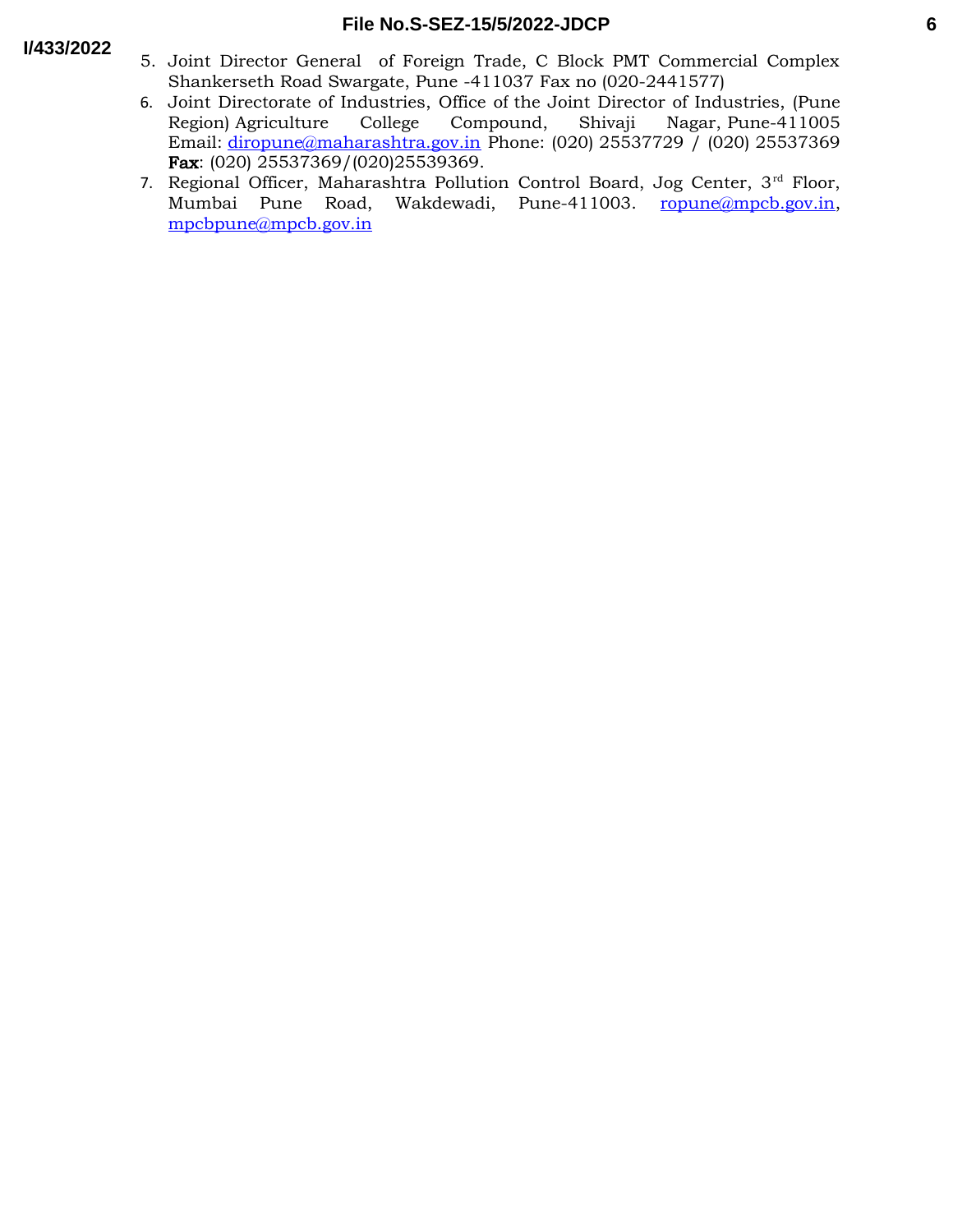5. Joint Director General of Foreign Trade, C Block PMT Commercial Complex Shankerseth Road Swargate, Pune -411037 Fax no (020-2441577)
6. Joint Directorate of Industries, Office of the Joint Director of Industries, (Pune Region) Agriculture College Compound, Shivaji Nagar, Pune-411005 Email: diropune@maharashtra.gov.in Phone: (020) 25537729 / (020) 25537369 **Fax**: (020) 25537369/(020)25539369.
7. Regional Officer, Maharashtra Pollution Control Board, Jog Center, 3rd Floor, Mumbai Pune Road, Wakdewadi, Pune-411003. ropune@mpcb.gov.in, mpcbpune@mpcb.gov.in